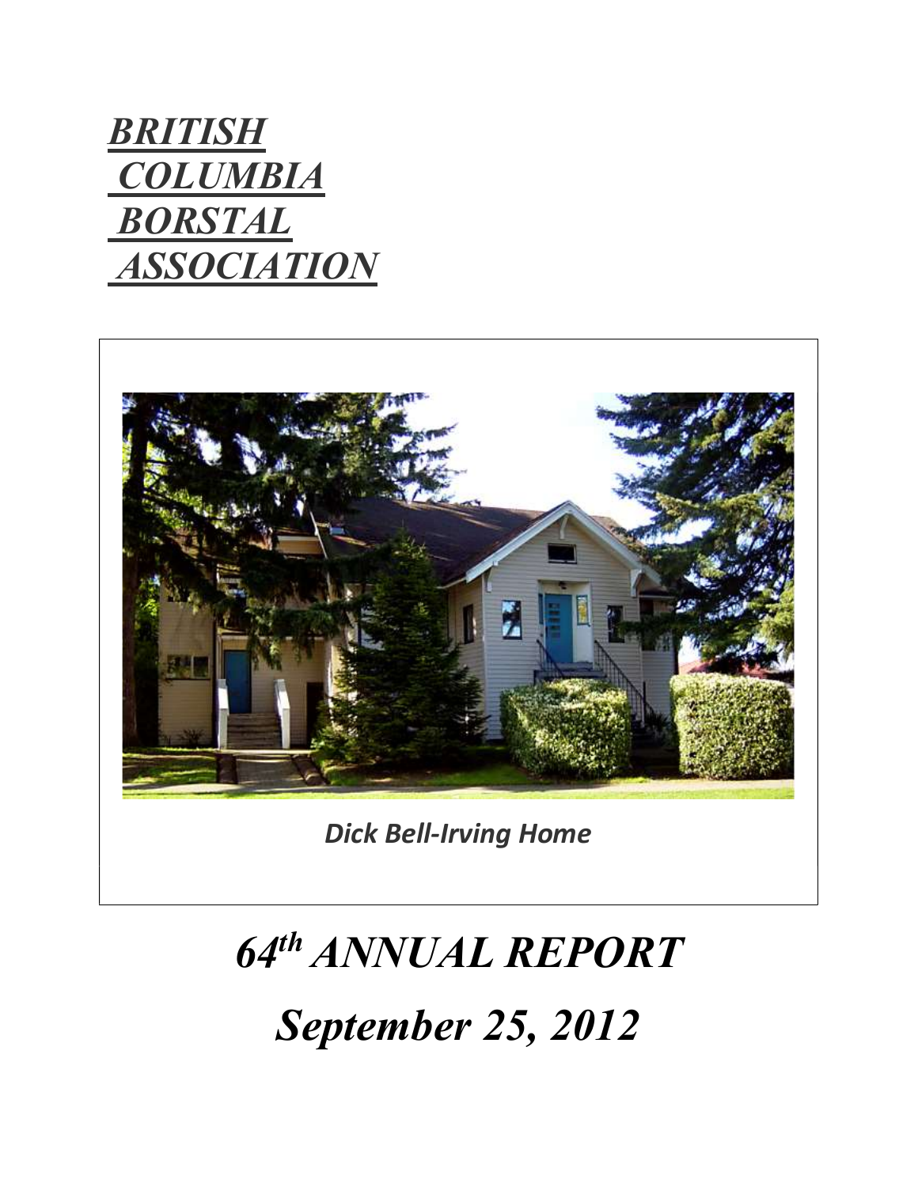# ***BRITISH COLUMBIA BORSTAL ASSOCIATION***

*Dick Bell-Irving Home*

# *64th ANNUAL REPORT*

# *September 25, 2012*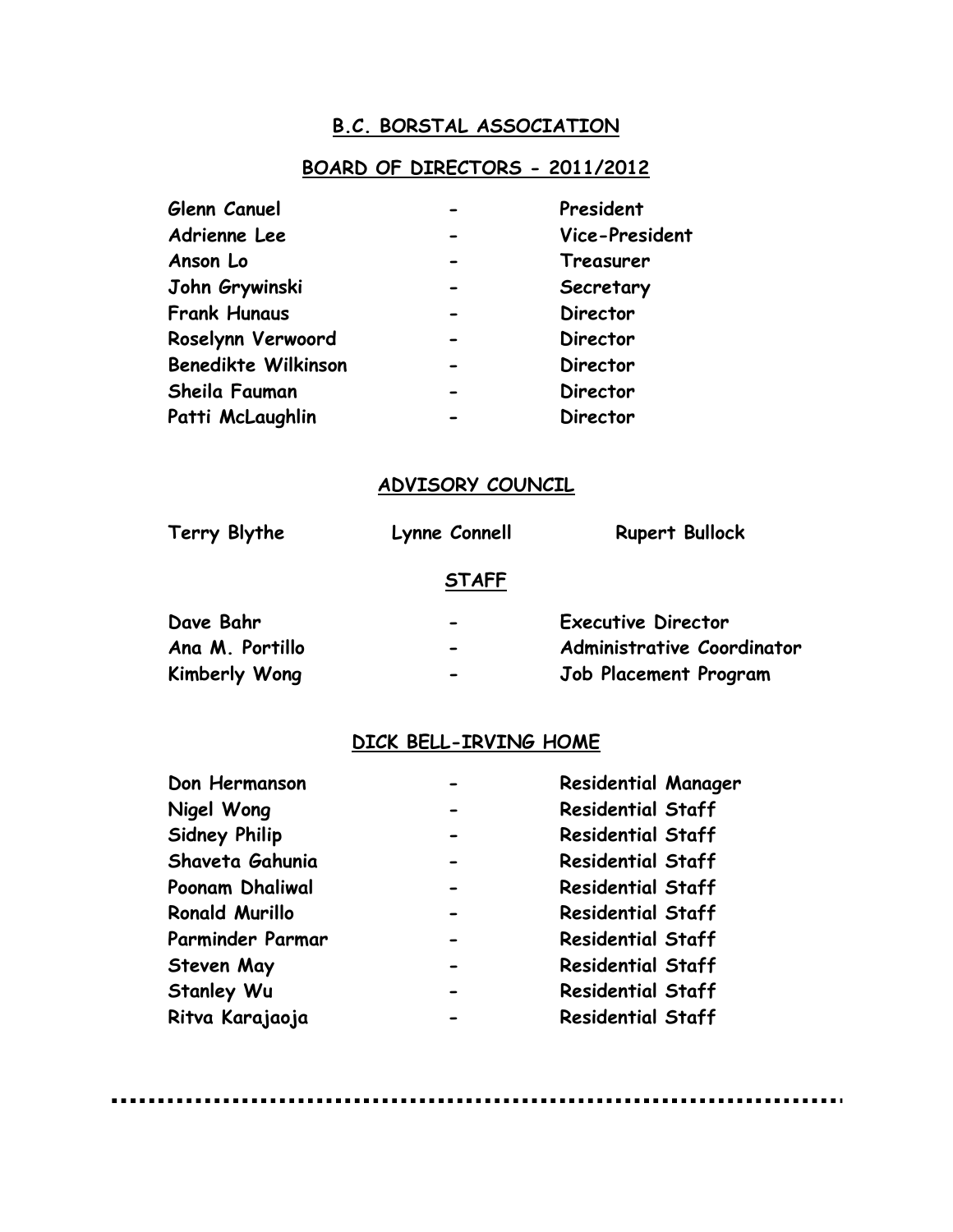## B.C. BORSTAL ASSOCIATION

### BOARD OF DIRECTORS - 2011/2012

| | | |
|---|---|---|
| Glenn Canuel | - | President |
| Adrienne Lee | - | Vice-President |
| Anson Lo | - | Treasurer |
| John Grywinski | - | Secretary |
| Frank Hunaus | - | Director |
| Roselynn Verwoord | - | Director |
| Benedikte Wilkinson | - | Director |
| Sheila Fauman | - | Director |
| Patti McLaughlin | - | Director |

### ADVISORY COUNCIL

| | | |
|---|---|---|
| Terry Blythe | Lynne Connell | Rupert Bullock |

### STAFF

| | | |
|---|---|---|
| Dave Bahr | - | Executive Director |
| Ana M. Portillo | - | Administrative Coordinator |
| Kimberly Wong | - | Job Placement Program |

### DICK BELL-IRVING HOME

| | | |
|---|---|---|
| Don Hermanson | - | Residential Manager |
| Nigel Wong | - | Residential Staff |
| Sidney Philip | - | Residential Staff |
| Shaveta Gahunia | - | Residential Staff |
| Poonam Dhaliwal | - | Residential Staff |
| Ronald Murillo | - | Residential Staff |
| Parminder Parmar | - | Residential Staff |
| Steven May | - | Residential Staff |
| Stanley Wu | - | Residential Staff |
| Ritva Karajaoja | - | Residential Staff |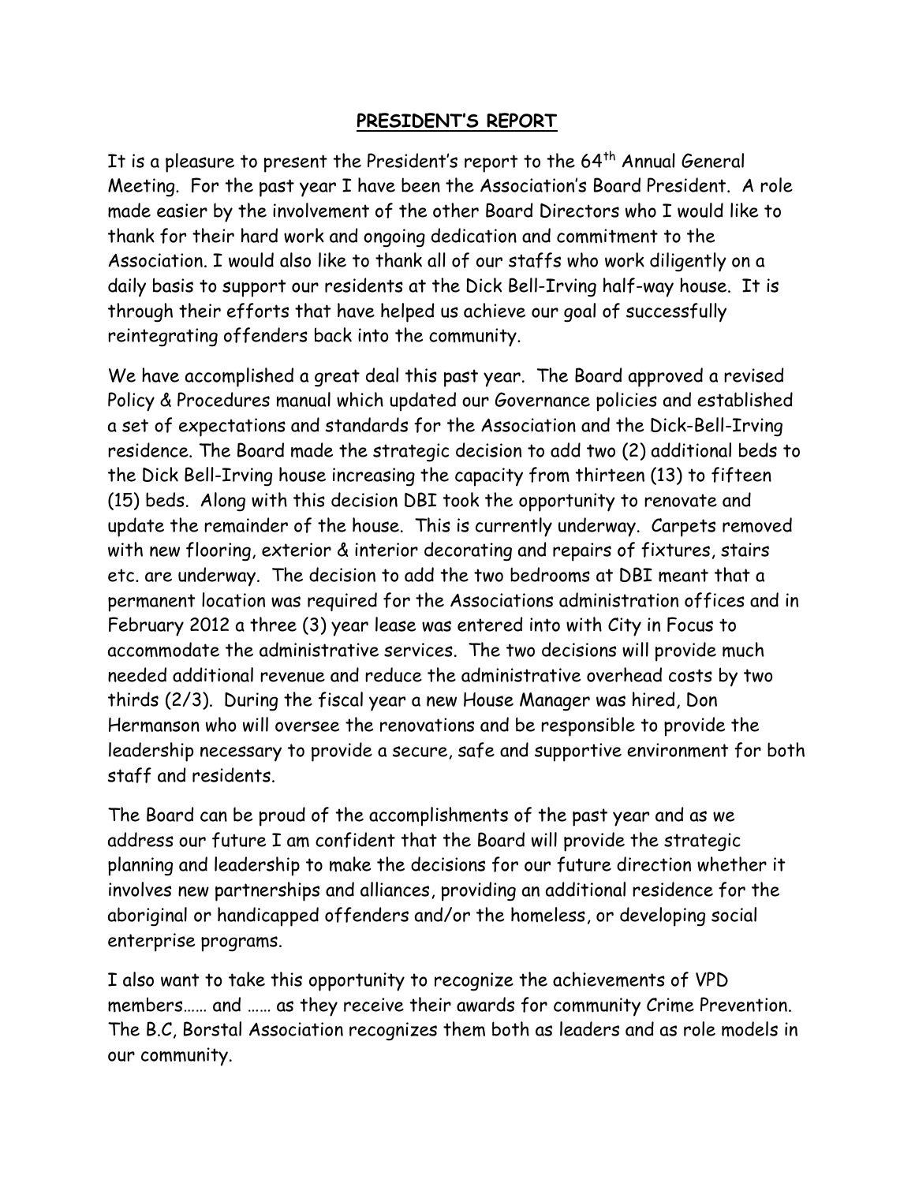# PRESIDENT'S REPORT

It is a pleasure to present the President's report to the 64th Annual General Meeting. For the past year I have been the Association's Board President. A role made easier by the involvement of the other Board Directors who I would like to thank for their hard work and ongoing dedication and commitment to the Association. I would also like to thank all of our staffs who work diligently on a daily basis to support our residents at the Dick Bell-Irving half-way house. It is through their efforts that have helped us achieve our goal of successfully reintegrating offenders back into the community.

We have accomplished a great deal this past year. The Board approved a revised Policy & Procedures manual which updated our Governance policies and established a set of expectations and standards for the Association and the Dick-Bell-Irving residence. The Board made the strategic decision to add two (2) additional beds to the Dick Bell-Irving house increasing the capacity from thirteen (13) to fifteen (15) beds. Along with this decision DBI took the opportunity to renovate and update the remainder of the house. This is currently underway. Carpets removed with new flooring, exterior & interior decorating and repairs of fixtures, stairs etc. are underway. The decision to add the two bedrooms at DBI meant that a permanent location was required for the Associations administration offices and in February 2012 a three (3) year lease was entered into with City in Focus to accommodate the administrative services. The two decisions will provide much needed additional revenue and reduce the administrative overhead costs by two thirds (2/3). During the fiscal year a new House Manager was hired, Don Hermanson who will oversee the renovations and be responsible to provide the leadership necessary to provide a secure, safe and supportive environment for both staff and residents.

The Board can be proud of the accomplishments of the past year and as we address our future I am confident that the Board will provide the strategic planning and leadership to make the decisions for our future direction whether it involves new partnerships and alliances, providing an additional residence for the aboriginal or handicapped offenders and/or the homeless, or developing social enterprise programs.

I also want to take this opportunity to recognize the achievements of VPD members…… and …… as they receive their awards for community Crime Prevention. The B.C, Borstal Association recognizes them both as leaders and as role models in our community.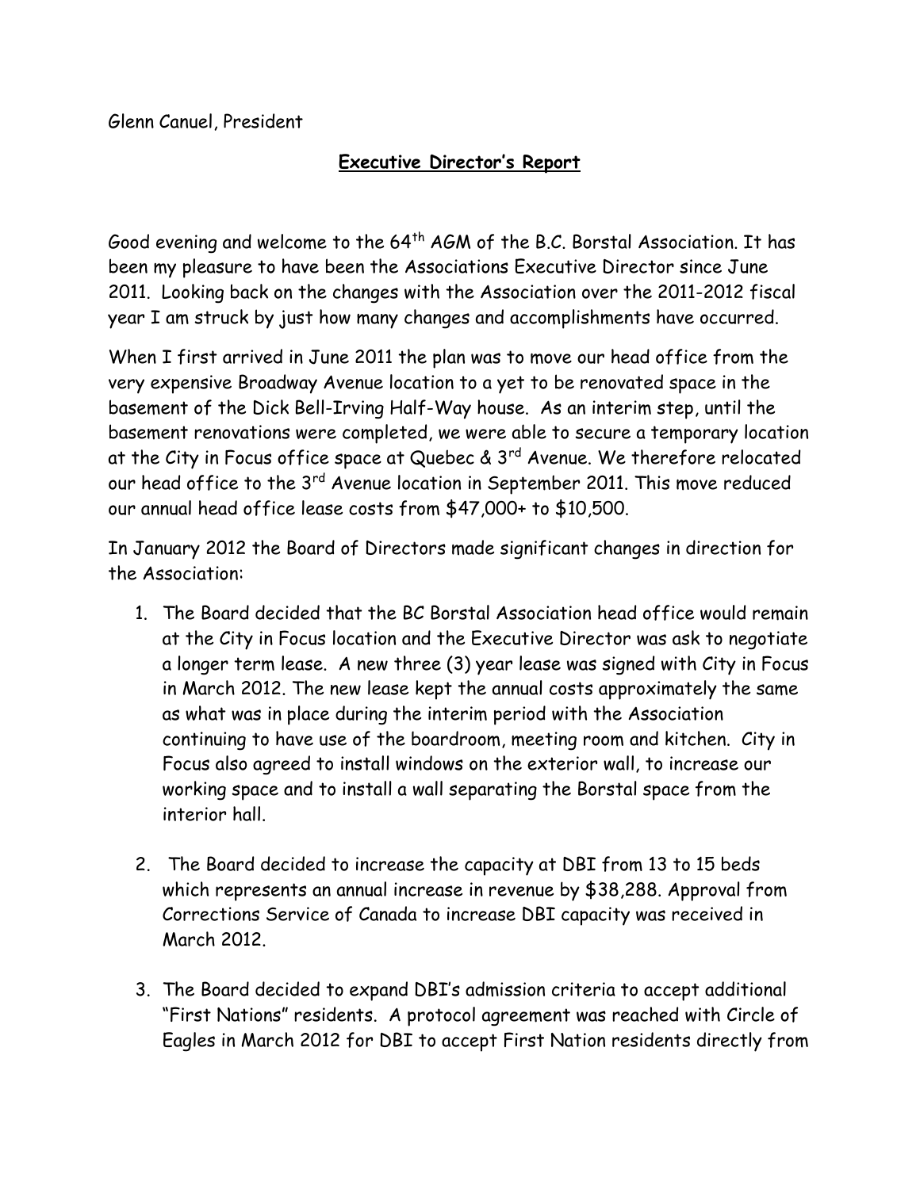Glenn Canuel, President

## **Executive Director's Report**

Good evening and welcome to the 64th AGM of the B.C. Borstal Association. It has been my pleasure to have been the Associations Executive Director since June 2011. Looking back on the changes with the Association over the 2011-2012 fiscal year I am struck by just how many changes and accomplishments have occurred.

When I first arrived in June 2011 the plan was to move our head office from the very expensive Broadway Avenue location to a yet to be renovated space in the basement of the Dick Bell-Irving Half-Way house. As an interim step, until the basement renovations were completed, we were able to secure a temporary location at the City in Focus office space at Quebec & 3rd Avenue. We therefore relocated our head office to the 3rd Avenue location in September 2011. This move reduced our annual head office lease costs from $47,000+ to $10,500.

In January 2012 the Board of Directors made significant changes in direction for the Association:

1. The Board decided that the BC Borstal Association head office would remain at the City in Focus location and the Executive Director was ask to negotiate a longer term lease. A new three (3) year lease was signed with City in Focus in March 2012. The new lease kept the annual costs approximately the same as what was in place during the interim period with the Association continuing to have use of the boardroom, meeting room and kitchen. City in Focus also agreed to install windows on the exterior wall, to increase our working space and to install a wall separating the Borstal space from the interior hall.

2. The Board decided to increase the capacity at DBI from 13 to 15 beds which represents an annual increase in revenue by $38,288. Approval from Corrections Service of Canada to increase DBI capacity was received in March 2012.

3. The Board decided to expand DBI's admission criteria to accept additional "First Nations" residents. A protocol agreement was reached with Circle of Eagles in March 2012 for DBI to accept First Nation residents directly from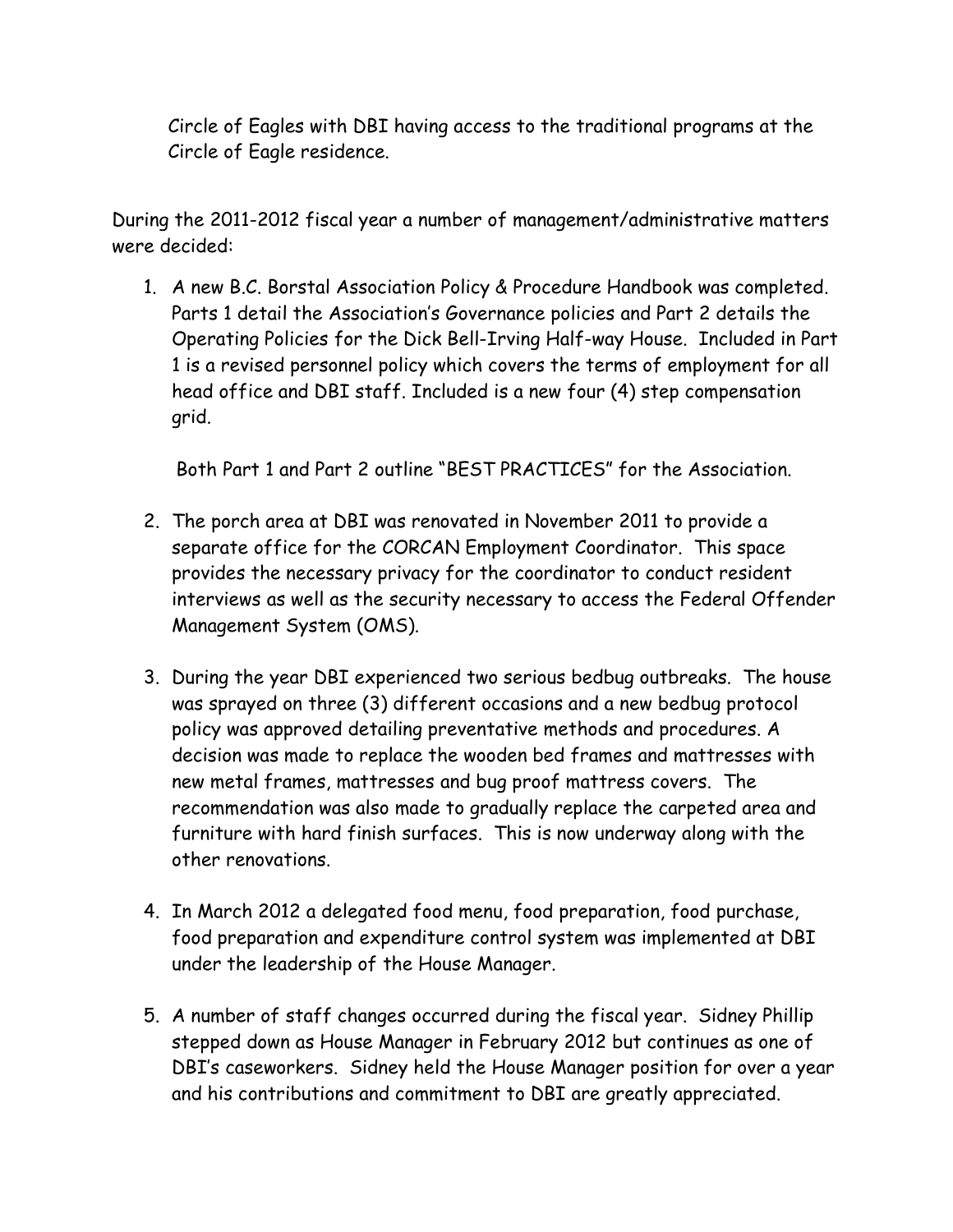Circle of Eagles with DBI having access to the traditional programs at the Circle of Eagle residence.

During the 2011-2012 fiscal year a number of management/administrative matters were decided:

1. A new B.C. Borstal Association Policy & Procedure Handbook was completed. Parts 1 detail the Association's Governance policies and Part 2 details the Operating Policies for the Dick Bell-Irving Half-way House. Included in Part 1 is a revised personnel policy which covers the terms of employment for all head office and DBI staff. Included is a new four (4) step compensation grid.

   Both Part 1 and Part 2 outline "BEST PRACTICES" for the Association.

2. The porch area at DBI was renovated in November 2011 to provide a separate office for the CORCAN Employment Coordinator. This space provides the necessary privacy for the coordinator to conduct resident interviews as well as the security necessary to access the Federal Offender Management System (OMS).

3. During the year DBI experienced two serious bedbug outbreaks. The house was sprayed on three (3) different occasions and a new bedbug protocol policy was approved detailing preventative methods and procedures. A decision was made to replace the wooden bed frames and mattresses with new metal frames, mattresses and bug proof mattress covers. The recommendation was also made to gradually replace the carpeted area and furniture with hard finish surfaces. This is now underway along with the other renovations.

4. In March 2012 a delegated food menu, food preparation, food purchase, food preparation and expenditure control system was implemented at DBI under the leadership of the House Manager.

5. A number of staff changes occurred during the fiscal year. Sidney Phillip stepped down as House Manager in February 2012 but continues as one of DBI's caseworkers. Sidney held the House Manager position for over a year and his contributions and commitment to DBI are greatly appreciated.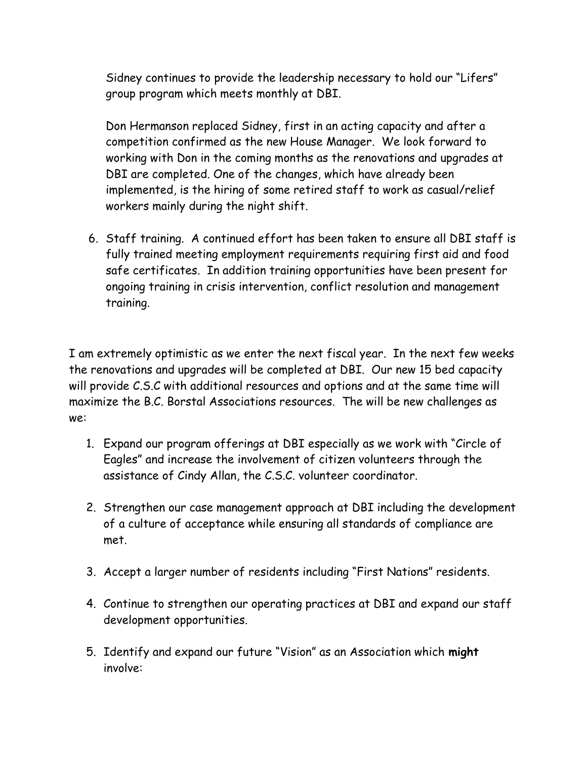Sidney continues to provide the leadership necessary to hold our "Lifers" group program which meets monthly at DBI.

Don Hermanson replaced Sidney, first in an acting capacity and after a competition confirmed as the new House Manager. We look forward to working with Don in the coming months as the renovations and upgrades at DBI are completed. One of the changes, which have already been implemented, is the hiring of some retired staff to work as casual/relief workers mainly during the night shift.

6. Staff training. A continued effort has been taken to ensure all DBI staff is fully trained meeting employment requirements requiring first aid and food safe certificates. In addition training opportunities have been present for ongoing training in crisis intervention, conflict resolution and management training.

I am extremely optimistic as we enter the next fiscal year. In the next few weeks the renovations and upgrades will be completed at DBI. Our new 15 bed capacity will provide C.S.C with additional resources and options and at the same time will maximize the B.C. Borstal Associations resources. The will be new challenges as we:

1. Expand our program offerings at DBI especially as we work with "Circle of Eagles" and increase the involvement of citizen volunteers through the assistance of Cindy Allan, the C.S.C. volunteer coordinator.

2. Strengthen our case management approach at DBI including the development of a culture of acceptance while ensuring all standards of compliance are met.

3. Accept a larger number of residents including "First Nations" residents.

4. Continue to strengthen our operating practices at DBI and expand our staff development opportunities.

5. Identify and expand our future "Vision" as an Association which **might** involve: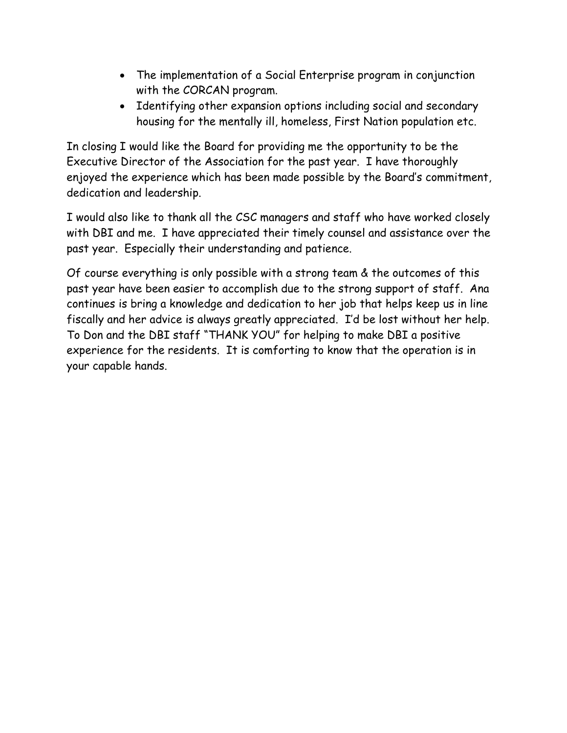- The implementation of a Social Enterprise program in conjunction with the CORCAN program.
- Identifying other expansion options including social and secondary housing for the mentally ill, homeless, First Nation population etc.

In closing I would like the Board for providing me the opportunity to be the Executive Director of the Association for the past year. I have thoroughly enjoyed the experience which has been made possible by the Board's commitment, dedication and leadership.

I would also like to thank all the CSC managers and staff who have worked closely with DBI and me. I have appreciated their timely counsel and assistance over the past year. Especially their understanding and patience.

Of course everything is only possible with a strong team & the outcomes of this past year have been easier to accomplish due to the strong support of staff. Ana continues is bring a knowledge and dedication to her job that helps keep us in line fiscally and her advice is always greatly appreciated. I'd be lost without her help. To Don and the DBI staff "THANK YOU" for helping to make DBI a positive experience for the residents. It is comforting to know that the operation is in your capable hands.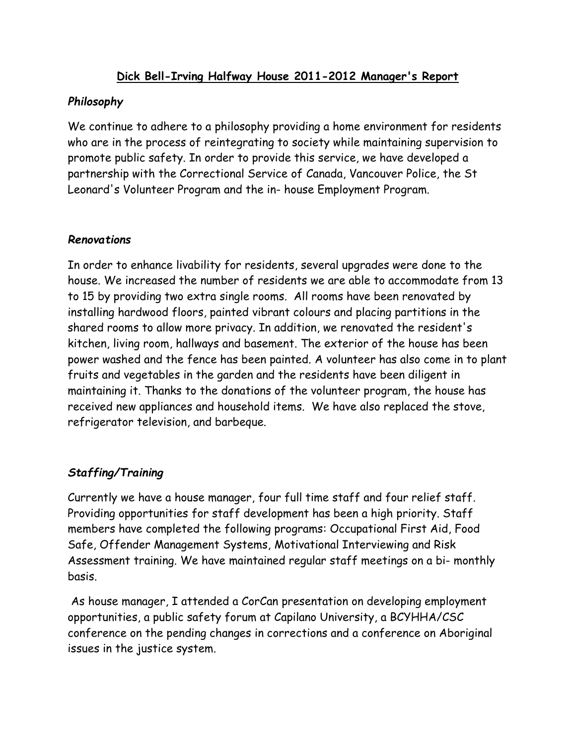## Dick Bell-Irving Halfway House 2011-2012 Manager's Report

### *Philosophy*

We continue to adhere to a philosophy providing a home environment for residents who are in the process of reintegrating to society while maintaining supervision to promote public safety. In order to provide this service, we have developed a partnership with the Correctional Service of Canada, Vancouver Police, the St Leonard's Volunteer Program and the in- house Employment Program.

### *Renovations*

In order to enhance livability for residents, several upgrades were done to the house. We increased the number of residents we are able to accommodate from 13 to 15 by providing two extra single rooms. All rooms have been renovated by installing hardwood floors, painted vibrant colours and placing partitions in the shared rooms to allow more privacy. In addition, we renovated the resident's kitchen, living room, hallways and basement. The exterior of the house has been power washed and the fence has been painted. A volunteer has also come in to plant fruits and vegetables in the garden and the residents have been diligent in maintaining it. Thanks to the donations of the volunteer program, the house has received new appliances and household items. We have also replaced the stove, refrigerator television, and barbeque.

### *Staffing/Training*

Currently we have a house manager, four full time staff and four relief staff. Providing opportunities for staff development has been a high priority. Staff members have completed the following programs: Occupational First Aid, Food Safe, Offender Management Systems, Motivational Interviewing and Risk Assessment training. We have maintained regular staff meetings on a bi- monthly basis.

As house manager, I attended a CorCan presentation on developing employment opportunities, a public safety forum at Capilano University, a BCYHHA/CSC conference on the pending changes in corrections and a conference on Aboriginal issues in the justice system.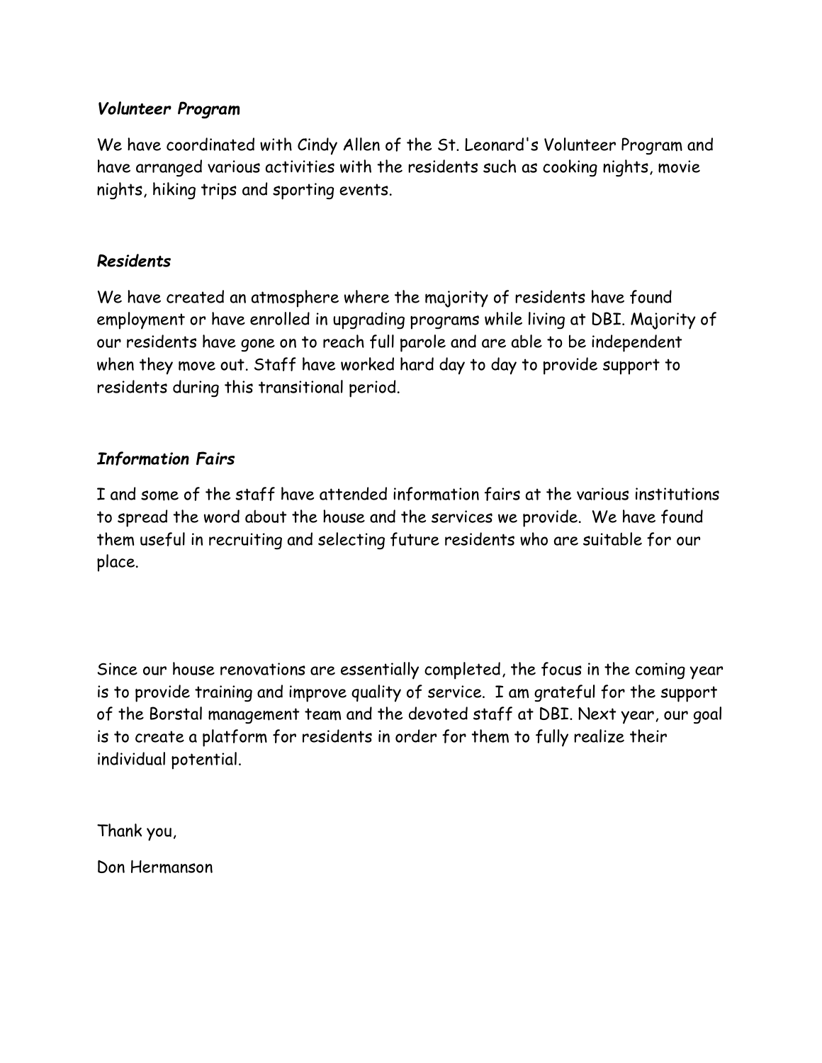***Volunteer Program***

We have coordinated with Cindy Allen of the St. Leonard's Volunteer Program and have arranged various activities with the residents such as cooking nights, movie nights, hiking trips and sporting events.

***Residents***

We have created an atmosphere where the majority of residents have found employment or have enrolled in upgrading programs while living at DBI. Majority of our residents have gone on to reach full parole and are able to be independent when they move out. Staff have worked hard day to day to provide support to residents during this transitional period.

***Information Fairs***

I and some of the staff have attended information fairs at the various institutions to spread the word about the house and the services we provide. We have found them useful in recruiting and selecting future residents who are suitable for our place.

Since our house renovations are essentially completed, the focus in the coming year is to provide training and improve quality of service. I am grateful for the support of the Borstal management team and the devoted staff at DBI. Next year, our goal is to create a platform for residents in order for them to fully realize their individual potential.

Thank you,

Don Hermanson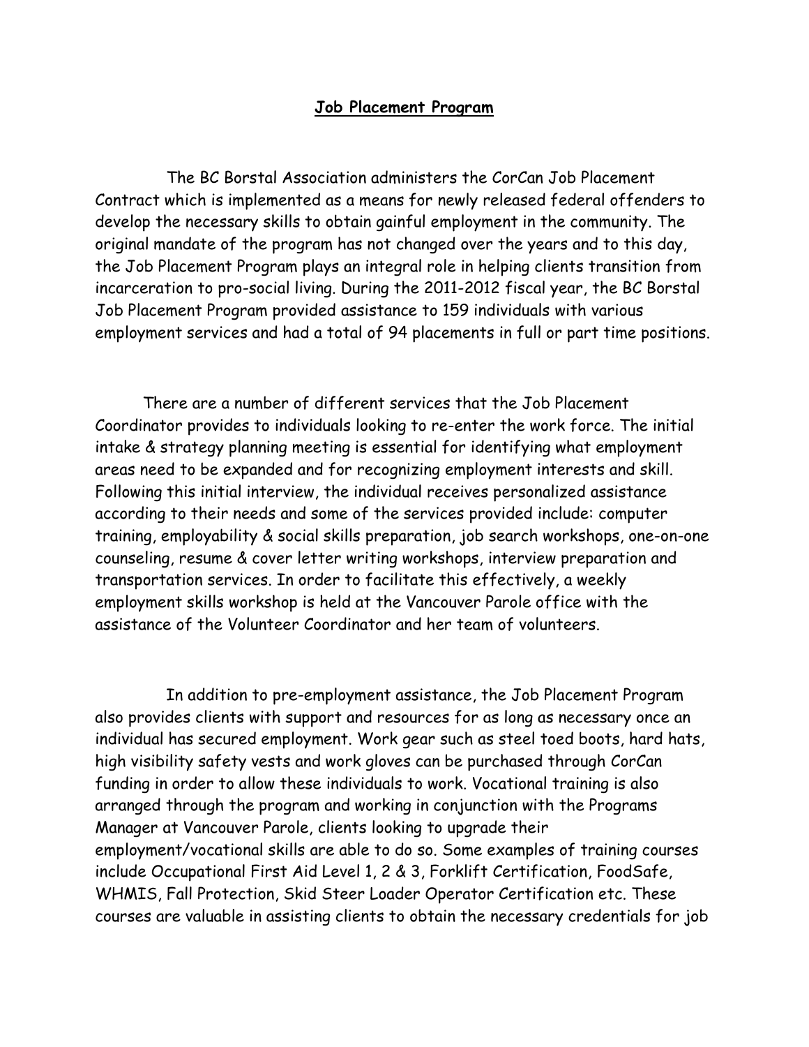## Job Placement Program

The BC Borstal Association administers the CorCan Job Placement Contract which is implemented as a means for newly released federal offenders to develop the necessary skills to obtain gainful employment in the community. The original mandate of the program has not changed over the years and to this day, the Job Placement Program plays an integral role in helping clients transition from incarceration to pro-social living. During the 2011-2012 fiscal year, the BC Borstal Job Placement Program provided assistance to 159 individuals with various employment services and had a total of 94 placements in full or part time positions.

There are a number of different services that the Job Placement Coordinator provides to individuals looking to re-enter the work force. The initial intake & strategy planning meeting is essential for identifying what employment areas need to be expanded and for recognizing employment interests and skill. Following this initial interview, the individual receives personalized assistance according to their needs and some of the services provided include: computer training, employability & social skills preparation, job search workshops, one-on-one counseling, resume & cover letter writing workshops, interview preparation and transportation services. In order to facilitate this effectively, a weekly employment skills workshop is held at the Vancouver Parole office with the assistance of the Volunteer Coordinator and her team of volunteers.

In addition to pre-employment assistance, the Job Placement Program also provides clients with support and resources for as long as necessary once an individual has secured employment. Work gear such as steel toed boots, hard hats, high visibility safety vests and work gloves can be purchased through CorCan funding in order to allow these individuals to work. Vocational training is also arranged through the program and working in conjunction with the Programs Manager at Vancouver Parole, clients looking to upgrade their employment/vocational skills are able to do so. Some examples of training courses include Occupational First Aid Level 1, 2 & 3, Forklift Certification, FoodSafe, WHMIS, Fall Protection, Skid Steer Loader Operator Certification etc. These courses are valuable in assisting clients to obtain the necessary credentials for job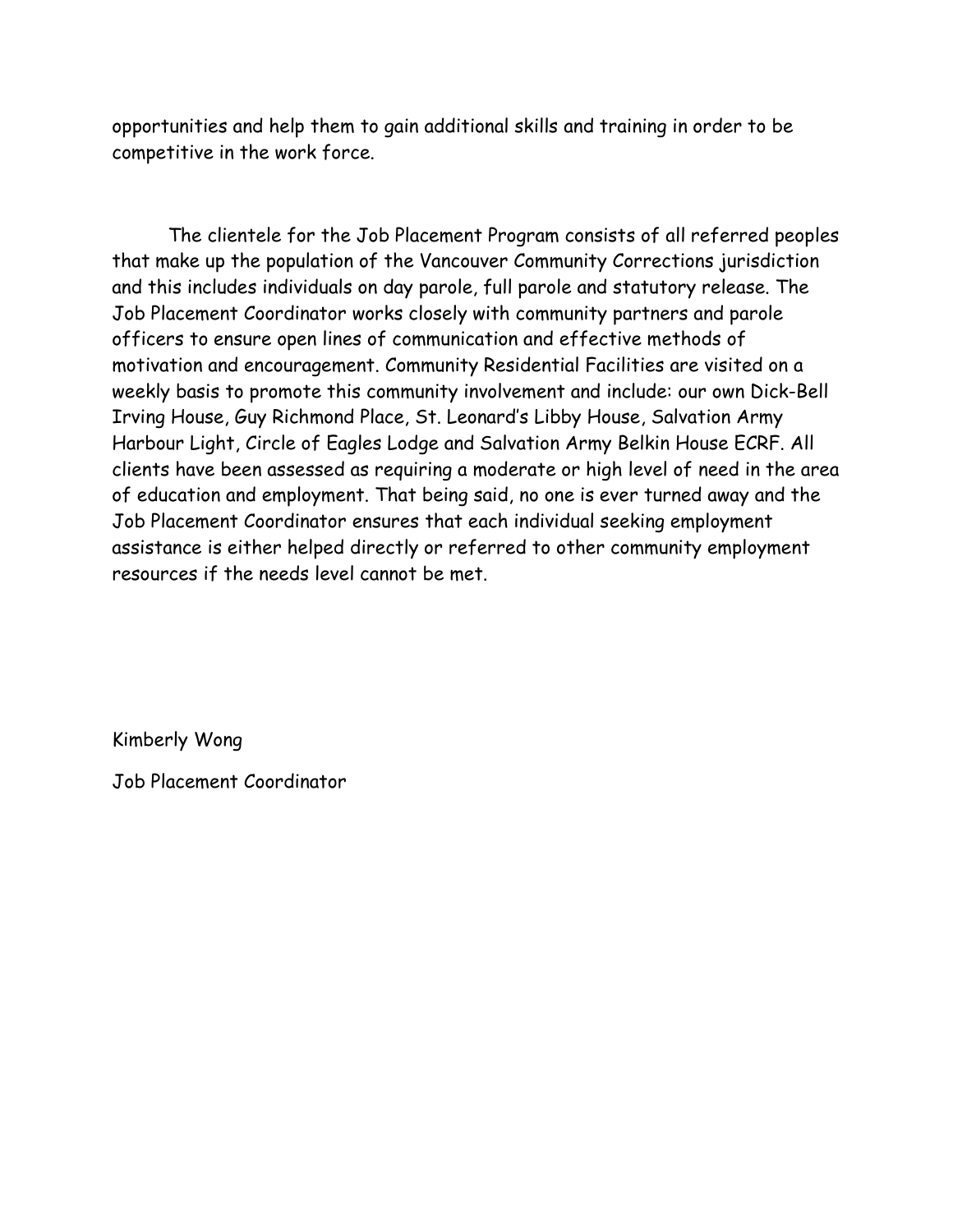opportunities and help them to gain additional skills and training in order to be competitive in the work force.

The clientele for the Job Placement Program consists of all referred peoples that make up the population of the Vancouver Community Corrections jurisdiction and this includes individuals on day parole, full parole and statutory release. The Job Placement Coordinator works closely with community partners and parole officers to ensure open lines of communication and effective methods of motivation and encouragement. Community Residential Facilities are visited on a weekly basis to promote this community involvement and include: our own Dick-Bell Irving House, Guy Richmond Place, St. Leonard's Libby House, Salvation Army Harbour Light, Circle of Eagles Lodge and Salvation Army Belkin House ECRF. All clients have been assessed as requiring a moderate or high level of need in the area of education and employment. That being said, no one is ever turned away and the Job Placement Coordinator ensures that each individual seeking employment assistance is either helped directly or referred to other community employment resources if the needs level cannot be met.

Kimberly Wong

Job Placement Coordinator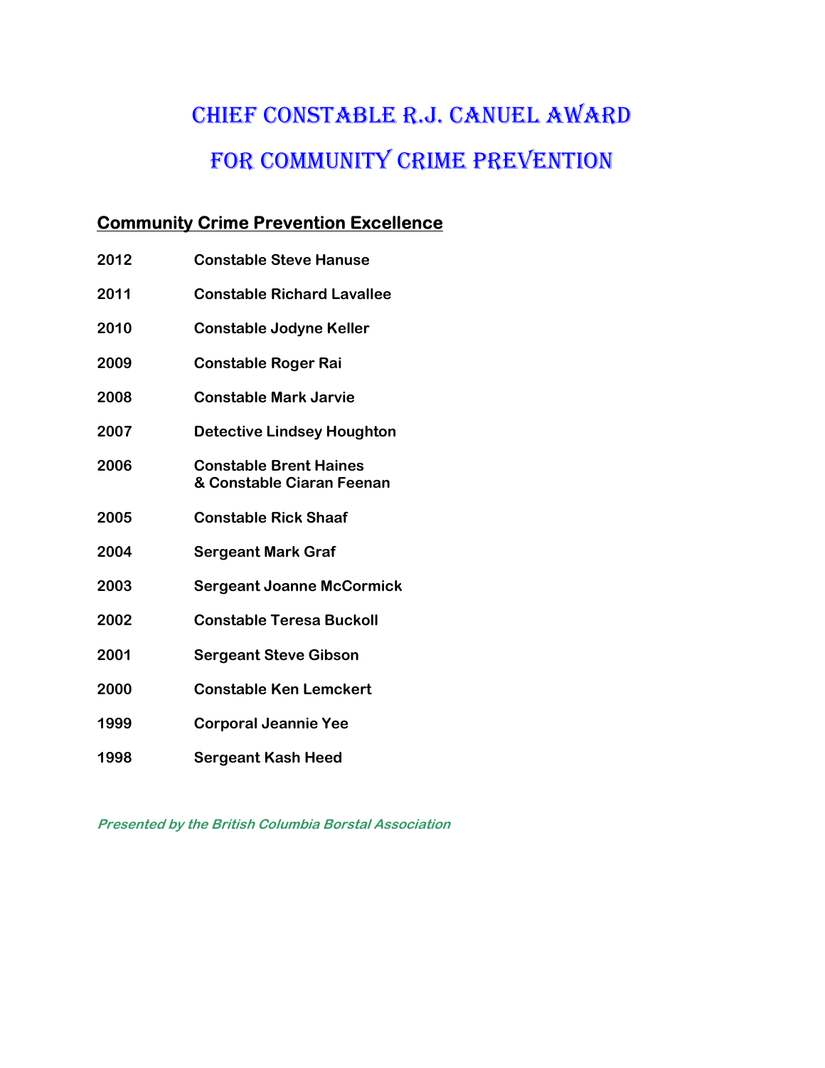# Chief Constable R.J. Canuel Award

# for Community Crime Prevention

## Community Crime Prevention Excellence

| | |
|---|---|
| **2012** | **Constable Steve Hanuse** |
| **2011** | **Constable Richard Lavallee** |
| **2010** | **Constable Jodyne Keller** |
| **2009** | **Constable Roger Rai** |
| **2008** | **Constable Mark Jarvie** |
| **2007** | **Detective Lindsey Houghton** |
| **2006** | **Constable Brent Haines & Constable Ciaran Feenan** |
| **2005** | **Constable Rick Shaaf** |
| **2004** | **Sergeant Mark Graf** |
| **2003** | **Sergeant Joanne McCormick** |
| **2002** | **Constable Teresa Buckoll** |
| **2001** | **Sergeant Steve Gibson** |
| **2000** | **Constable Ken Lemckert** |
| **1999** | **Corporal Jeannie Yee** |
| **1998** | **Sergeant Kash Heed** |

***Presented by the British Columbia Borstal Association***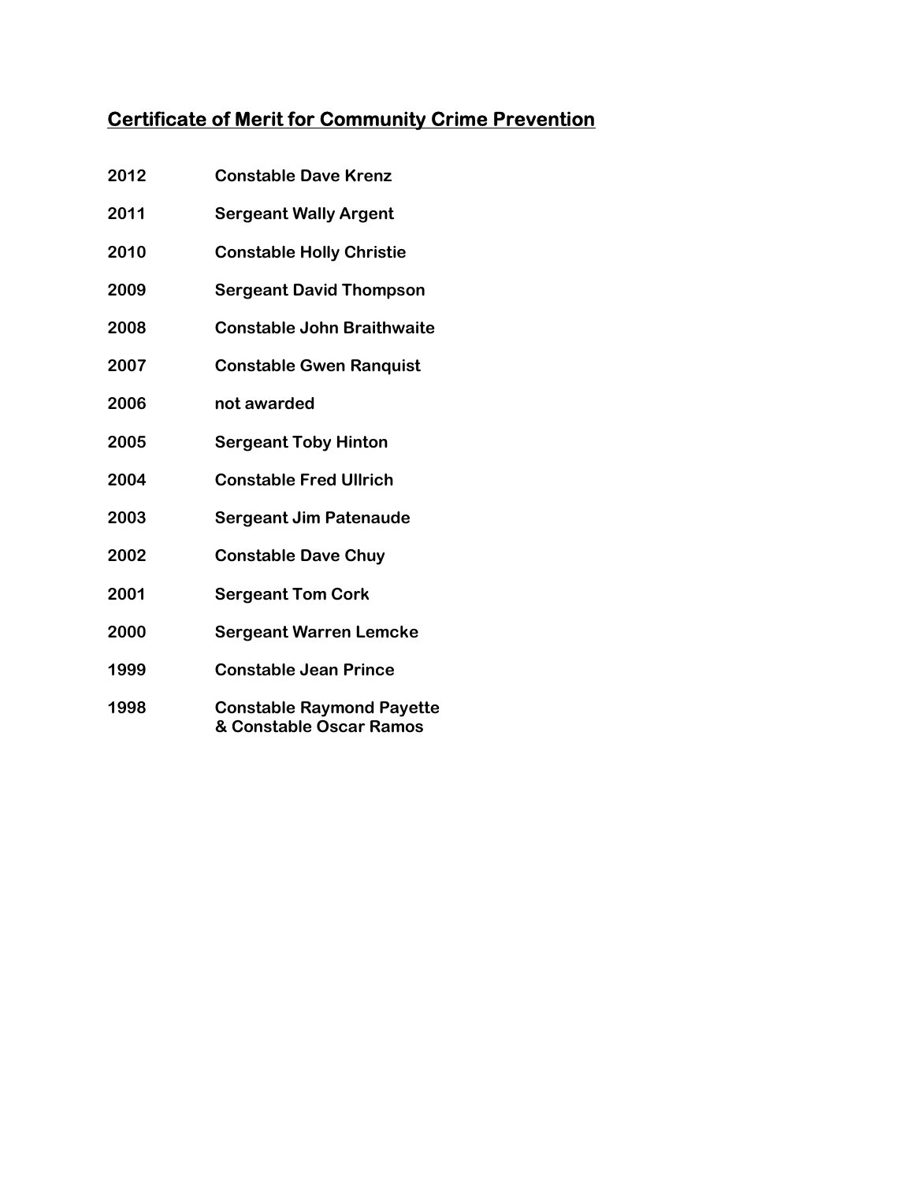## Certificate of Merit for Community Crime Prevention

| | |
|---|---|
| **2012** | **Constable Dave Krenz** |
| **2011** | **Sergeant Wally Argent** |
| **2010** | **Constable Holly Christie** |
| **2009** | **Sergeant David Thompson** |
| **2008** | **Constable John Braithwaite** |
| **2007** | **Constable Gwen Ranquist** |
| **2006** | **not awarded** |
| **2005** | **Sergeant Toby Hinton** |
| **2004** | **Constable Fred Ullrich** |
| **2003** | **Sergeant Jim Patenaude** |
| **2002** | **Constable Dave Chuy** |
| **2001** | **Sergeant Tom Cork** |
| **2000** | **Sergeant Warren Lemcke** |
| **1999** | **Constable Jean Prince** |
| **1998** | **Constable Raymond Payette & Constable Oscar Ramos** |